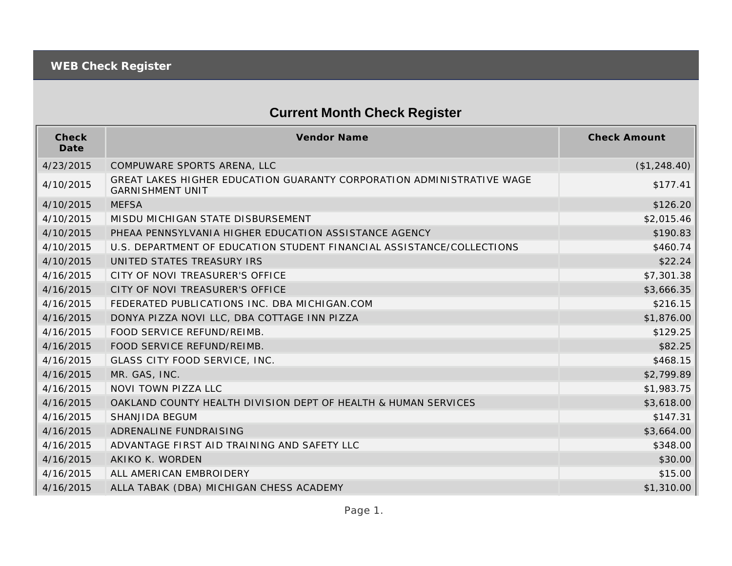## WEB Check Register

# Current Month Check Register

| Check Date | Vendor Name | Check Amount |
|---|---|---|
| 4/23/2015 | COMPUWARE SPORTS ARENA, LLC | ($1,248.40) |
| 4/10/2015 | GREAT LAKES HIGHER EDUCATION GUARANTY CORPORATION ADMINISTRATIVE WAGE GARNISHMENT UNIT | $177.41 |
| 4/10/2015 | MEFSA | $126.20 |
| 4/10/2015 | MISDU MICHIGAN STATE DISBURSEMENT | $2,015.46 |
| 4/10/2015 | PHEAA PENNSYLVANIA HIGHER EDUCATION ASSISTANCE AGENCY | $190.83 |
| 4/10/2015 | U.S. DEPARTMENT OF EDUCATION STUDENT FINANCIAL ASSISTANCE/COLLECTIONS | $460.74 |
| 4/10/2015 | UNITED STATES TREASURY IRS | $22.24 |
| 4/16/2015 | CITY OF NOVI TREASURER'S OFFICE | $7,301.38 |
| 4/16/2015 | CITY OF NOVI TREASURER'S OFFICE | $3,666.35 |
| 4/16/2015 | FEDERATED PUBLICATIONS INC. DBA MICHIGAN.COM | $216.15 |
| 4/16/2015 | DONYA PIZZA NOVI LLC, DBA COTTAGE INN PIZZA | $1,876.00 |
| 4/16/2015 | FOOD SERVICE REFUND/REIMB. | $129.25 |
| 4/16/2015 | FOOD SERVICE REFUND/REIMB. | $82.25 |
| 4/16/2015 | GLASS CITY FOOD SERVICE, INC. | $468.15 |
| 4/16/2015 | MR. GAS, INC. | $2,799.89 |
| 4/16/2015 | NOVI TOWN PIZZA LLC | $1,983.75 |
| 4/16/2015 | OAKLAND COUNTY HEALTH DIVISION DEPT OF HEALTH & HUMAN SERVICES | $3,618.00 |
| 4/16/2015 | SHANJIDA BEGUM | $147.31 |
| 4/16/2015 | ADRENALINE FUNDRAISING | $3,664.00 |
| 4/16/2015 | ADVANTAGE FIRST AID TRAINING AND SAFETY LLC | $348.00 |
| 4/16/2015 | AKIKO K. WORDEN | $30.00 |
| 4/16/2015 | ALL AMERICAN EMBROIDERY | $15.00 |
| 4/16/2015 | ALLA TABAK (DBA) MICHIGAN CHESS ACADEMY | $1,310.00 |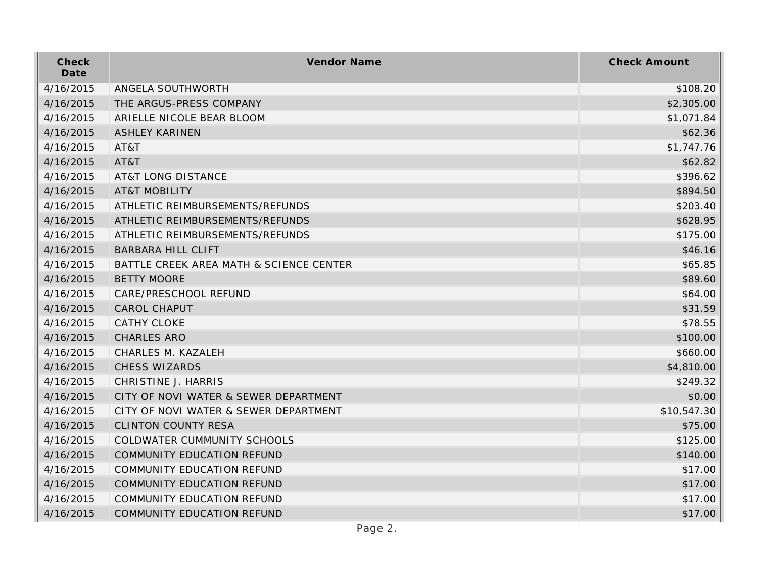| Check Date | Vendor Name | Check Amount |
|---|---|---|
| 4/16/2015 | ANGELA SOUTHWORTH | $108.20 |
| 4/16/2015 | THE ARGUS-PRESS COMPANY | $2,305.00 |
| 4/16/2015 | ARIELLE NICOLE BEAR BLOOM | $1,071.84 |
| 4/16/2015 | ASHLEY KARINEN | $62.36 |
| 4/16/2015 | AT&T | $1,747.76 |
| 4/16/2015 | AT&T | $62.82 |
| 4/16/2015 | AT&T LONG DISTANCE | $396.62 |
| 4/16/2015 | AT&T MOBILITY | $894.50 |
| 4/16/2015 | ATHLETIC REIMBURSEMENTS/REFUNDS | $203.40 |
| 4/16/2015 | ATHLETIC REIMBURSEMENTS/REFUNDS | $628.95 |
| 4/16/2015 | ATHLETIC REIMBURSEMENTS/REFUNDS | $175.00 |
| 4/16/2015 | BARBARA HILL CLIFT | $46.16 |
| 4/16/2015 | BATTLE CREEK AREA MATH & SCIENCE CENTER | $65.85 |
| 4/16/2015 | BETTY MOORE | $89.60 |
| 4/16/2015 | CARE/PRESCHOOL REFUND | $64.00 |
| 4/16/2015 | CAROL CHAPUT | $31.59 |
| 4/16/2015 | CATHY CLOKE | $78.55 |
| 4/16/2015 | CHARLES ARO | $100.00 |
| 4/16/2015 | CHARLES M. KAZALEH | $660.00 |
| 4/16/2015 | CHESS WIZARDS | $4,810.00 |
| 4/16/2015 | CHRISTINE J. HARRIS | $249.32 |
| 4/16/2015 | CITY OF NOVI WATER & SEWER DEPARTMENT | $0.00 |
| 4/16/2015 | CITY OF NOVI WATER & SEWER DEPARTMENT | $10,547.30 |
| 4/16/2015 | CLINTON COUNTY RESA | $75.00 |
| 4/16/2015 | COLDWATER CUMMUNITY SCHOOLS | $125.00 |
| 4/16/2015 | COMMUNITY EDUCATION REFUND | $140.00 |
| 4/16/2015 | COMMUNITY EDUCATION REFUND | $17.00 |
| 4/16/2015 | COMMUNITY EDUCATION REFUND | $17.00 |
| 4/16/2015 | COMMUNITY EDUCATION REFUND | $17.00 |
| 4/16/2015 | COMMUNITY EDUCATION REFUND | $17.00 |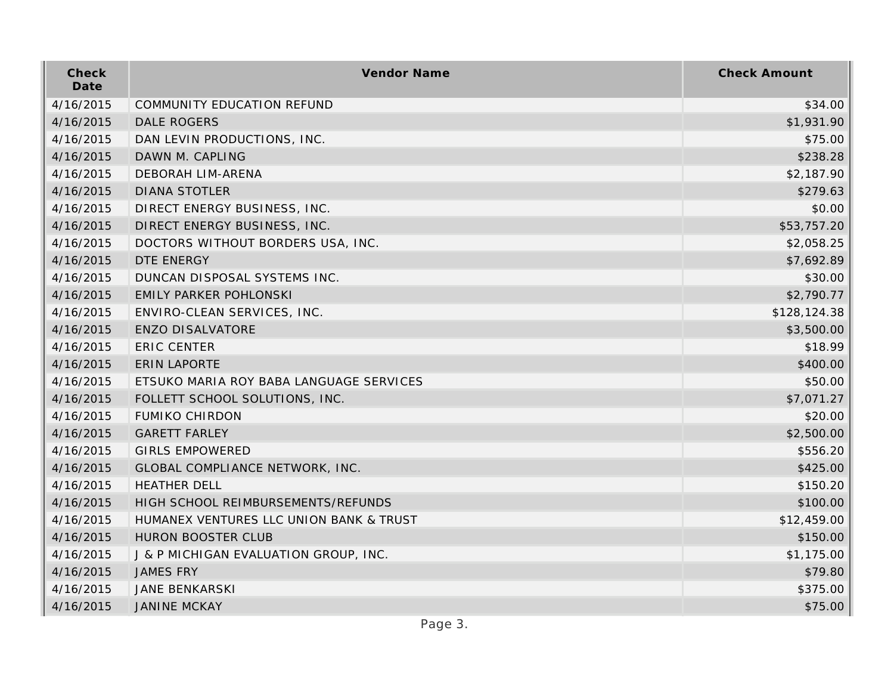| Check Date | Vendor Name | Check Amount |
| --- | --- | --- |
| 4/16/2015 | COMMUNITY EDUCATION REFUND | $34.00 |
| 4/16/2015 | DALE ROGERS | $1,931.90 |
| 4/16/2015 | DAN LEVIN PRODUCTIONS, INC. | $75.00 |
| 4/16/2015 | DAWN M. CAPLING | $238.28 |
| 4/16/2015 | DEBORAH LIM-ARENA | $2,187.90 |
| 4/16/2015 | DIANA STOTLER | $279.63 |
| 4/16/2015 | DIRECT ENERGY BUSINESS, INC. | $0.00 |
| 4/16/2015 | DIRECT ENERGY BUSINESS, INC. | $53,757.20 |
| 4/16/2015 | DOCTORS WITHOUT BORDERS USA, INC. | $2,058.25 |
| 4/16/2015 | DTE ENERGY | $7,692.89 |
| 4/16/2015 | DUNCAN DISPOSAL SYSTEMS INC. | $30.00 |
| 4/16/2015 | EMILY PARKER POHLONSKI | $2,790.77 |
| 4/16/2015 | ENVIRO-CLEAN SERVICES, INC. | $128,124.38 |
| 4/16/2015 | ENZO DISALVATORE | $3,500.00 |
| 4/16/2015 | ERIC CENTER | $18.99 |
| 4/16/2015 | ERIN LAPORTE | $400.00 |
| 4/16/2015 | ETSUKO MARIA ROY BABA LANGUAGE SERVICES | $50.00 |
| 4/16/2015 | FOLLETT SCHOOL SOLUTIONS, INC. | $7,071.27 |
| 4/16/2015 | FUMIKO CHIRDON | $20.00 |
| 4/16/2015 | GARETT FARLEY | $2,500.00 |
| 4/16/2015 | GIRLS EMPOWERED | $556.20 |
| 4/16/2015 | GLOBAL COMPLIANCE NETWORK, INC. | $425.00 |
| 4/16/2015 | HEATHER DELL | $150.20 |
| 4/16/2015 | HIGH SCHOOL REIMBURSEMENTS/REFUNDS | $100.00 |
| 4/16/2015 | HUMANEX VENTURES LLC UNION BANK & TRUST | $12,459.00 |
| 4/16/2015 | HURON BOOSTER CLUB | $150.00 |
| 4/16/2015 | J & P MICHIGAN EVALUATION GROUP, INC. | $1,175.00 |
| 4/16/2015 | JAMES FRY | $79.80 |
| 4/16/2015 | JANE BENKARSKI | $375.00 |
| 4/16/2015 | JANINE MCKAY | $75.00 |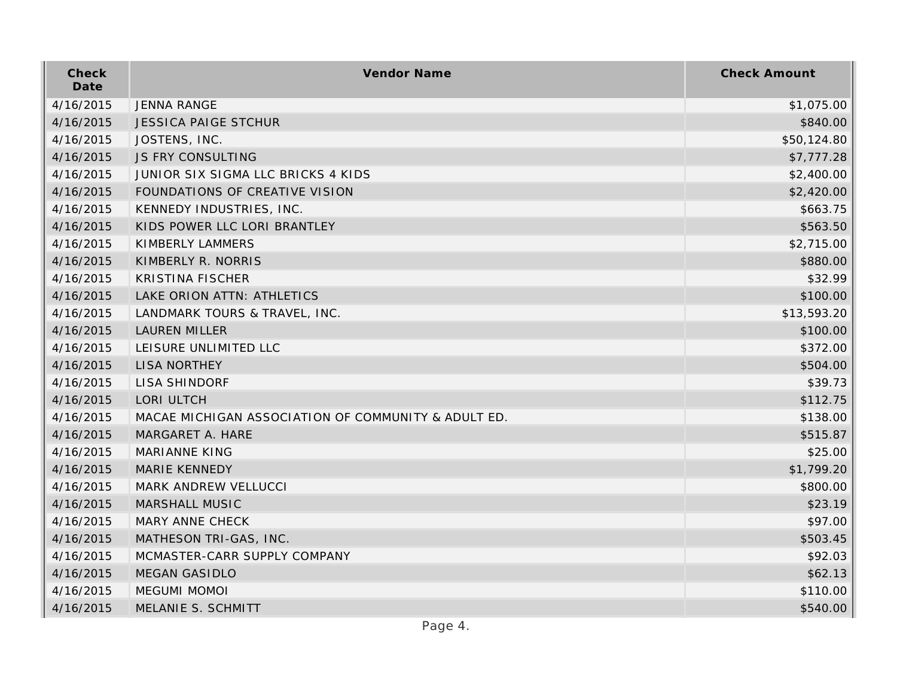| Check Date | Vendor Name | Check Amount |
| --- | --- | --- |
| 4/16/2015 | JENNA RANGE | $1,075.00 |
| 4/16/2015 | JESSICA PAIGE STCHUR | $840.00 |
| 4/16/2015 | JOSTENS, INC. | $50,124.80 |
| 4/16/2015 | JS FRY CONSULTING | $7,777.28 |
| 4/16/2015 | JUNIOR SIX SIGMA LLC BRICKS 4 KIDS | $2,400.00 |
| 4/16/2015 | FOUNDATIONS OF CREATIVE VISION | $2,420.00 |
| 4/16/2015 | KENNEDY INDUSTRIES, INC. | $663.75 |
| 4/16/2015 | KIDS POWER LLC LORI BRANTLEY | $563.50 |
| 4/16/2015 | KIMBERLY LAMMERS | $2,715.00 |
| 4/16/2015 | KIMBERLY R. NORRIS | $880.00 |
| 4/16/2015 | KRISTINA FISCHER | $32.99 |
| 4/16/2015 | LAKE ORION ATTN: ATHLETICS | $100.00 |
| 4/16/2015 | LANDMARK TOURS & TRAVEL, INC. | $13,593.20 |
| 4/16/2015 | LAUREN MILLER | $100.00 |
| 4/16/2015 | LEISURE UNLIMITED LLC | $372.00 |
| 4/16/2015 | LISA NORTHEY | $504.00 |
| 4/16/2015 | LISA SHINDORF | $39.73 |
| 4/16/2015 | LORI ULTCH | $112.75 |
| 4/16/2015 | MACAE MICHIGAN ASSOCIATION OF COMMUNITY & ADULT ED. | $138.00 |
| 4/16/2015 | MARGARET A. HARE | $515.87 |
| 4/16/2015 | MARIANNE KING | $25.00 |
| 4/16/2015 | MARIE KENNEDY | $1,799.20 |
| 4/16/2015 | MARK ANDREW VELLUCCI | $800.00 |
| 4/16/2015 | MARSHALL MUSIC | $23.19 |
| 4/16/2015 | MARY ANNE CHECK | $97.00 |
| 4/16/2015 | MATHESON TRI-GAS, INC. | $503.45 |
| 4/16/2015 | MCMASTER-CARR SUPPLY COMPANY | $92.03 |
| 4/16/2015 | MEGAN GASIDLO | $62.13 |
| 4/16/2015 | MEGUMI MOMOI | $110.00 |
| 4/16/2015 | MELANIE S. SCHMITT | $540.00 |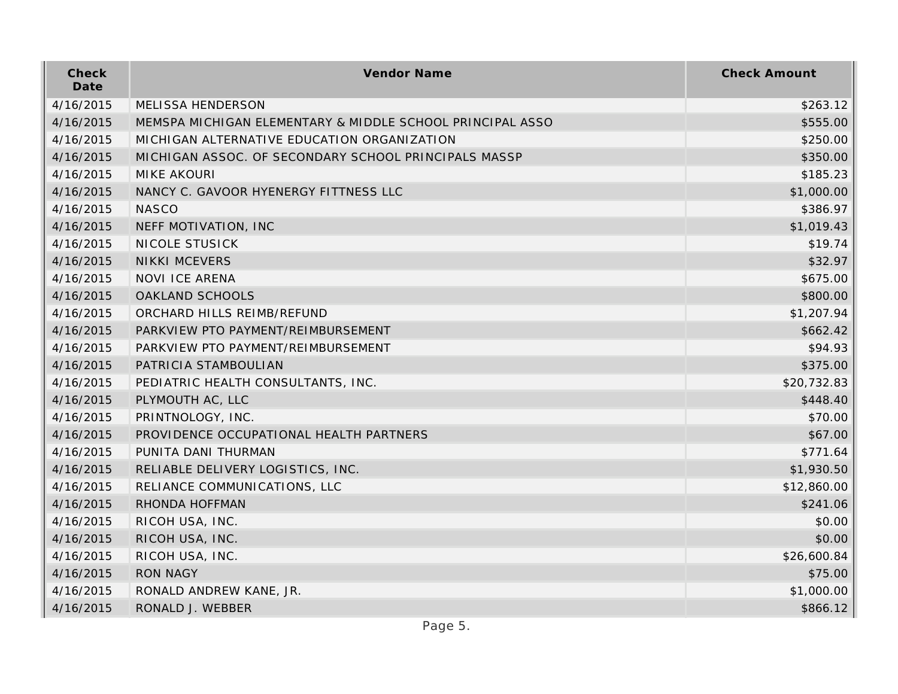| Check Date | Vendor Name | Check Amount |
|---|---|---|
| 4/16/2015 | MELISSA HENDERSON | $263.12 |
| 4/16/2015 | MEMSPA MICHIGAN ELEMENTARY & MIDDLE SCHOOL PRINCIPAL ASSO | $555.00 |
| 4/16/2015 | MICHIGAN ALTERNATIVE EDUCATION ORGANIZATION | $250.00 |
| 4/16/2015 | MICHIGAN ASSOC. OF SECONDARY SCHOOL PRINCIPALS MASSP | $350.00 |
| 4/16/2015 | MIKE AKOURI | $185.23 |
| 4/16/2015 | NANCY C. GAVOOR HYENERGY FITTNESS LLC | $1,000.00 |
| 4/16/2015 | NASCO | $386.97 |
| 4/16/2015 | NEFF MOTIVATION, INC | $1,019.43 |
| 4/16/2015 | NICOLE STUSICK | $19.74 |
| 4/16/2015 | NIKKI MCEVERS | $32.97 |
| 4/16/2015 | NOVI ICE ARENA | $675.00 |
| 4/16/2015 | OAKLAND SCHOOLS | $800.00 |
| 4/16/2015 | ORCHARD HILLS REIMB/REFUND | $1,207.94 |
| 4/16/2015 | PARKVIEW PTO PAYMENT/REIMBURSEMENT | $662.42 |
| 4/16/2015 | PARKVIEW PTO PAYMENT/REIMBURSEMENT | $94.93 |
| 4/16/2015 | PATRICIA STAMBOULIAN | $375.00 |
| 4/16/2015 | PEDIATRIC HEALTH CONSULTANTS, INC. | $20,732.83 |
| 4/16/2015 | PLYMOUTH AC, LLC | $448.40 |
| 4/16/2015 | PRINTNOLOGY, INC. | $70.00 |
| 4/16/2015 | PROVIDENCE OCCUPATIONAL HEALTH PARTNERS | $67.00 |
| 4/16/2015 | PUNITA DANI THURMAN | $771.64 |
| 4/16/2015 | RELIABLE DELIVERY LOGISTICS, INC. | $1,930.50 |
| 4/16/2015 | RELIANCE COMMUNICATIONS, LLC | $12,860.00 |
| 4/16/2015 | RHONDA HOFFMAN | $241.06 |
| 4/16/2015 | RICOH USA, INC. | $0.00 |
| 4/16/2015 | RICOH USA, INC. | $0.00 |
| 4/16/2015 | RICOH USA, INC. | $26,600.84 |
| 4/16/2015 | RON NAGY | $75.00 |
| 4/16/2015 | RONALD ANDREW KANE, JR. | $1,000.00 |
| 4/16/2015 | RONALD J. WEBBER | $866.12 |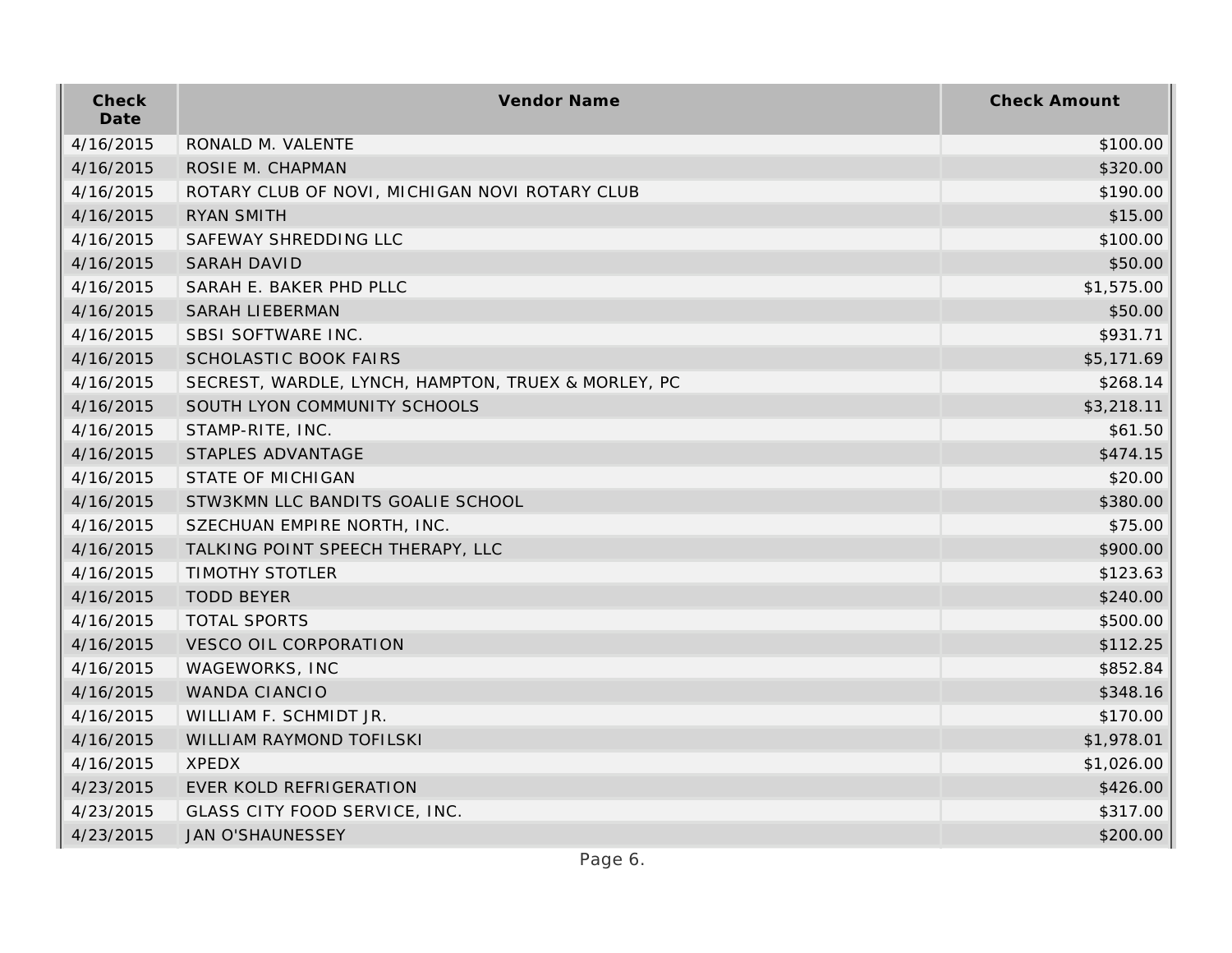| Check Date | Vendor Name | Check Amount |
| --- | --- | --- |
| 4/16/2015 | RONALD M. VALENTE | $100.00 |
| 4/16/2015 | ROSIE M. CHAPMAN | $320.00 |
| 4/16/2015 | ROTARY CLUB OF NOVI, MICHIGAN NOVI ROTARY CLUB | $190.00 |
| 4/16/2015 | RYAN SMITH | $15.00 |
| 4/16/2015 | SAFEWAY SHREDDING LLC | $100.00 |
| 4/16/2015 | SARAH DAVID | $50.00 |
| 4/16/2015 | SARAH E. BAKER PHD PLLC | $1,575.00 |
| 4/16/2015 | SARAH LIEBERMAN | $50.00 |
| 4/16/2015 | SBSI SOFTWARE INC. | $931.71 |
| 4/16/2015 | SCHOLASTIC BOOK FAIRS | $5,171.69 |
| 4/16/2015 | SECREST, WARDLE, LYNCH, HAMPTON, TRUEX & MORLEY, PC | $268.14 |
| 4/16/2015 | SOUTH LYON COMMUNITY SCHOOLS | $3,218.11 |
| 4/16/2015 | STAMP-RITE, INC. | $61.50 |
| 4/16/2015 | STAPLES ADVANTAGE | $474.15 |
| 4/16/2015 | STATE OF MICHIGAN | $20.00 |
| 4/16/2015 | STW3KMN LLC BANDITS GOALIE SCHOOL | $380.00 |
| 4/16/2015 | SZECHUAN EMPIRE NORTH, INC. | $75.00 |
| 4/16/2015 | TALKING POINT SPEECH THERAPY, LLC | $900.00 |
| 4/16/2015 | TIMOTHY STOTLER | $123.63 |
| 4/16/2015 | TODD BEYER | $240.00 |
| 4/16/2015 | TOTAL SPORTS | $500.00 |
| 4/16/2015 | VESCO OIL CORPORATION | $112.25 |
| 4/16/2015 | WAGEWORKS, INC | $852.84 |
| 4/16/2015 | WANDA CIANCIO | $348.16 |
| 4/16/2015 | WILLIAM F. SCHMIDT JR. | $170.00 |
| 4/16/2015 | WILLIAM RAYMOND TOFILSKI | $1,978.01 |
| 4/16/2015 | XPEDX | $1,026.00 |
| 4/23/2015 | EVER KOLD REFRIGERATION | $426.00 |
| 4/23/2015 | GLASS CITY FOOD SERVICE, INC. | $317.00 |
| 4/23/2015 | JAN O'SHAUNESSEY | $200.00 |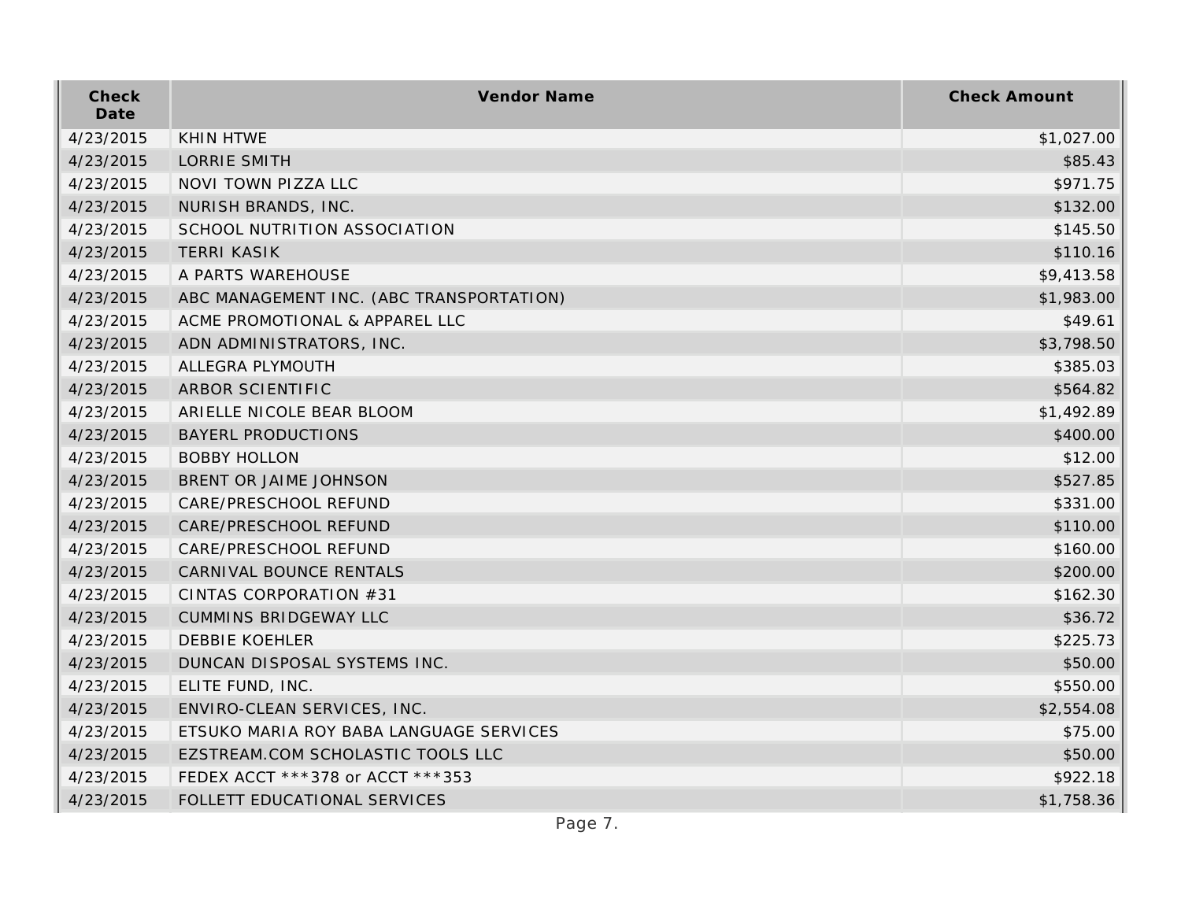| Check Date | Vendor Name | Check Amount |
| --- | --- | --- |
| 4/23/2015 | KHIN HTWE | $1,027.00 |
| 4/23/2015 | LORRIE SMITH | $85.43 |
| 4/23/2015 | NOVI TOWN PIZZA LLC | $971.75 |
| 4/23/2015 | NURISH BRANDS, INC. | $132.00 |
| 4/23/2015 | SCHOOL NUTRITION ASSOCIATION | $145.50 |
| 4/23/2015 | TERRI KASIK | $110.16 |
| 4/23/2015 | A PARTS WAREHOUSE | $9,413.58 |
| 4/23/2015 | ABC MANAGEMENT INC. (ABC TRANSPORTATION) | $1,983.00 |
| 4/23/2015 | ACME PROMOTIONAL & APPAREL LLC | $49.61 |
| 4/23/2015 | ADN ADMINISTRATORS, INC. | $3,798.50 |
| 4/23/2015 | ALLEGRA PLYMOUTH | $385.03 |
| 4/23/2015 | ARBOR SCIENTIFIC | $564.82 |
| 4/23/2015 | ARIELLE NICOLE BEAR BLOOM | $1,492.89 |
| 4/23/2015 | BAYERL PRODUCTIONS | $400.00 |
| 4/23/2015 | BOBBY HOLLON | $12.00 |
| 4/23/2015 | BRENT OR JAIME JOHNSON | $527.85 |
| 4/23/2015 | CARE/PRESCHOOL REFUND | $331.00 |
| 4/23/2015 | CARE/PRESCHOOL REFUND | $110.00 |
| 4/23/2015 | CARE/PRESCHOOL REFUND | $160.00 |
| 4/23/2015 | CARNIVAL BOUNCE RENTALS | $200.00 |
| 4/23/2015 | CINTAS CORPORATION #31 | $162.30 |
| 4/23/2015 | CUMMINS BRIDGEWAY LLC | $36.72 |
| 4/23/2015 | DEBBIE KOEHLER | $225.73 |
| 4/23/2015 | DUNCAN DISPOSAL SYSTEMS INC. | $50.00 |
| 4/23/2015 | ELITE FUND, INC. | $550.00 |
| 4/23/2015 | ENVIRO-CLEAN SERVICES, INC. | $2,554.08 |
| 4/23/2015 | ETSUKO MARIA ROY BABA LANGUAGE SERVICES | $75.00 |
| 4/23/2015 | EZSTREAM.COM SCHOLASTIC TOOLS LLC | $50.00 |
| 4/23/2015 | FEDEX ACCT ***378 or ACCT ***353 | $922.18 |
| 4/23/2015 | FOLLETT EDUCATIONAL SERVICES | $1,758.36 |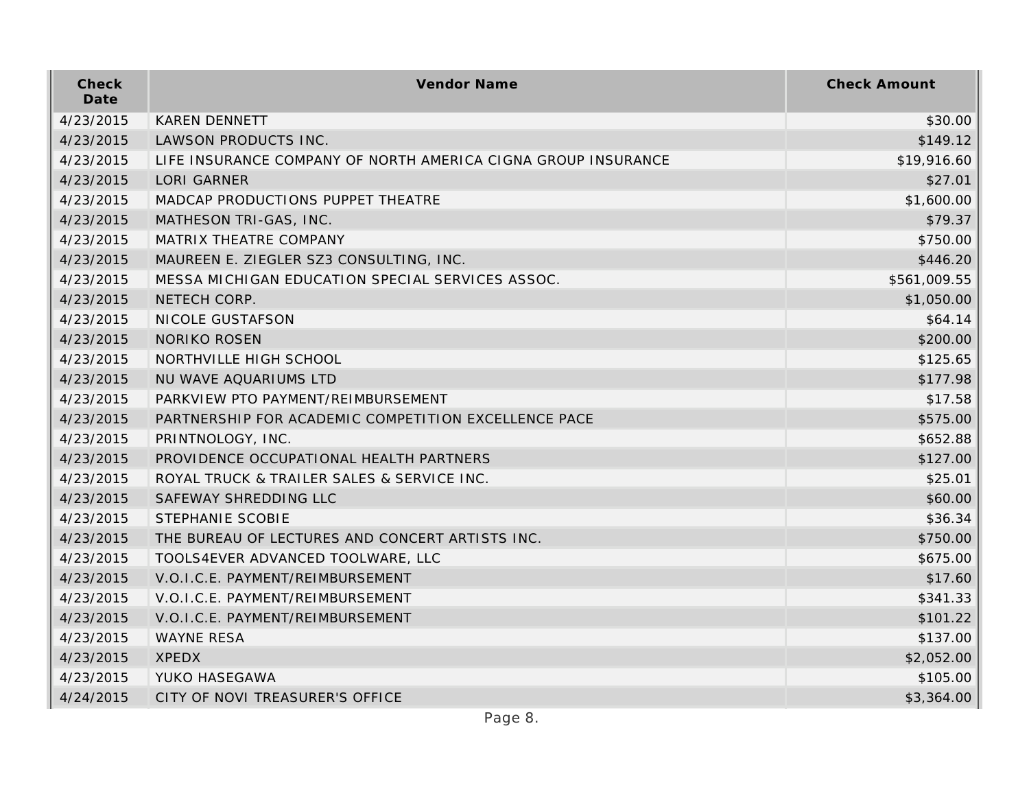| Check Date | Vendor Name | Check Amount |
| --- | --- | --- |
| 4/23/2015 | KAREN DENNETT | $30.00 |
| 4/23/2015 | LAWSON PRODUCTS INC. | $149.12 |
| 4/23/2015 | LIFE INSURANCE COMPANY OF NORTH AMERICA CIGNA GROUP INSURANCE | $19,916.60 |
| 4/23/2015 | LORI GARNER | $27.01 |
| 4/23/2015 | MADCAP PRODUCTIONS PUPPET THEATRE | $1,600.00 |
| 4/23/2015 | MATHESON TRI-GAS, INC. | $79.37 |
| 4/23/2015 | MATRIX THEATRE COMPANY | $750.00 |
| 4/23/2015 | MAUREEN E. ZIEGLER SZ3 CONSULTING, INC. | $446.20 |
| 4/23/2015 | MESSA MICHIGAN EDUCATION SPECIAL SERVICES ASSOC. | $561,009.55 |
| 4/23/2015 | NETECH CORP. | $1,050.00 |
| 4/23/2015 | NICOLE GUSTAFSON | $64.14 |
| 4/23/2015 | NORIKO ROSEN | $200.00 |
| 4/23/2015 | NORTHVILLE HIGH SCHOOL | $125.65 |
| 4/23/2015 | NU WAVE AQUARIUMS LTD | $177.98 |
| 4/23/2015 | PARKVIEW PTO PAYMENT/REIMBURSEMENT | $17.58 |
| 4/23/2015 | PARTNERSHIP FOR ACADEMIC COMPETITION EXCELLENCE PACE | $575.00 |
| 4/23/2015 | PRINTNOLOGY, INC. | $652.88 |
| 4/23/2015 | PROVIDENCE OCCUPATIONAL HEALTH PARTNERS | $127.00 |
| 4/23/2015 | ROYAL TRUCK & TRAILER SALES & SERVICE INC. | $25.01 |
| 4/23/2015 | SAFEWAY SHREDDING LLC | $60.00 |
| 4/23/2015 | STEPHANIE SCOBIE | $36.34 |
| 4/23/2015 | THE BUREAU OF LECTURES AND CONCERT ARTISTS INC. | $750.00 |
| 4/23/2015 | TOOLS4EVER ADVANCED TOOLWARE, LLC | $675.00 |
| 4/23/2015 | V.O.I.C.E. PAYMENT/REIMBURSEMENT | $17.60 |
| 4/23/2015 | V.O.I.C.E. PAYMENT/REIMBURSEMENT | $341.33 |
| 4/23/2015 | V.O.I.C.E. PAYMENT/REIMBURSEMENT | $101.22 |
| 4/23/2015 | WAYNE RESA | $137.00 |
| 4/23/2015 | XPEDX | $2,052.00 |
| 4/23/2015 | YUKO HASEGAWA | $105.00 |
| 4/24/2015 | CITY OF NOVI TREASURER'S OFFICE | $3,364.00 |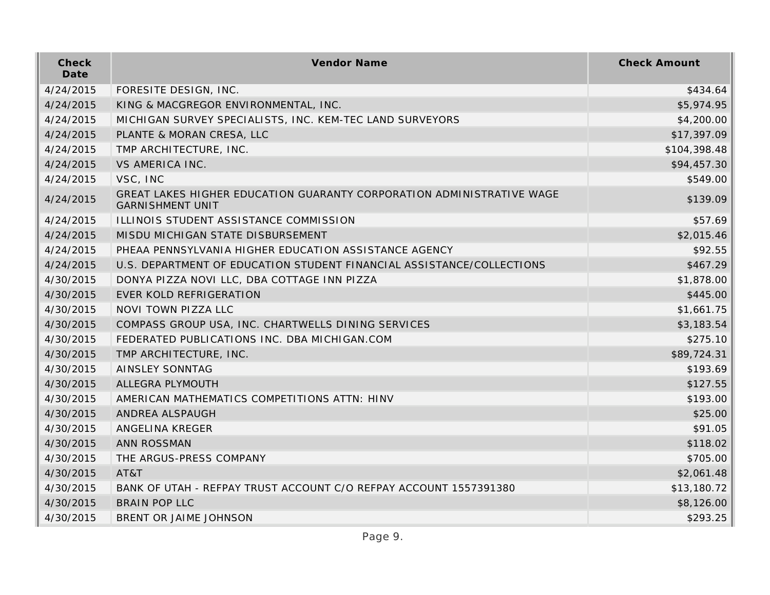| Check Date | Vendor Name | Check Amount |
| --- | --- | --- |
| 4/24/2015 | FORESITE DESIGN, INC. | $434.64 |
| 4/24/2015 | KING & MACGREGOR ENVIRONMENTAL, INC. | $5,974.95 |
| 4/24/2015 | MICHIGAN SURVEY SPECIALISTS, INC. KEM-TEC LAND SURVEYORS | $4,200.00 |
| 4/24/2015 | PLANTE & MORAN CRESA, LLC | $17,397.09 |
| 4/24/2015 | TMP ARCHITECTURE, INC. | $104,398.48 |
| 4/24/2015 | VS AMERICA INC. | $94,457.30 |
| 4/24/2015 | VSC, INC | $549.00 |
| 4/24/2015 | GREAT LAKES HIGHER EDUCATION GUARANTY CORPORATION ADMINISTRATIVE WAGE GARNISHMENT UNIT | $139.09 |
| 4/24/2015 | ILLINOIS STUDENT ASSISTANCE COMMISSION | $57.69 |
| 4/24/2015 | MISDU MICHIGAN STATE DISBURSEMENT | $2,015.46 |
| 4/24/2015 | PHEAA PENNSYLVANIA HIGHER EDUCATION ASSISTANCE AGENCY | $92.55 |
| 4/24/2015 | U.S. DEPARTMENT OF EDUCATION STUDENT FINANCIAL ASSISTANCE/COLLECTIONS | $467.29 |
| 4/30/2015 | DONYA PIZZA NOVI LLC, DBA COTTAGE INN PIZZA | $1,878.00 |
| 4/30/2015 | EVER KOLD REFRIGERATION | $445.00 |
| 4/30/2015 | NOVI TOWN PIZZA LLC | $1,661.75 |
| 4/30/2015 | COMPASS GROUP USA, INC. CHARTWELLS DINING SERVICES | $3,183.54 |
| 4/30/2015 | FEDERATED PUBLICATIONS INC. DBA MICHIGAN.COM | $275.10 |
| 4/30/2015 | TMP ARCHITECTURE, INC. | $89,724.31 |
| 4/30/2015 | AINSLEY SONNTAG | $193.69 |
| 4/30/2015 | ALLEGRA PLYMOUTH | $127.55 |
| 4/30/2015 | AMERICAN MATHEMATICS COMPETITIONS ATTN: HINV | $193.00 |
| 4/30/2015 | ANDREA ALSPAUGH | $25.00 |
| 4/30/2015 | ANGELINA KREGER | $91.05 |
| 4/30/2015 | ANN ROSSMAN | $118.02 |
| 4/30/2015 | THE ARGUS-PRESS COMPANY | $705.00 |
| 4/30/2015 | AT&T | $2,061.48 |
| 4/30/2015 | BANK OF UTAH - REFPAY TRUST ACCOUNT C/O REFPAY ACCOUNT 1557391380 | $13,180.72 |
| 4/30/2015 | BRAIN POP LLC | $8,126.00 |
| 4/30/2015 | BRENT OR JAIME JOHNSON | $293.25 |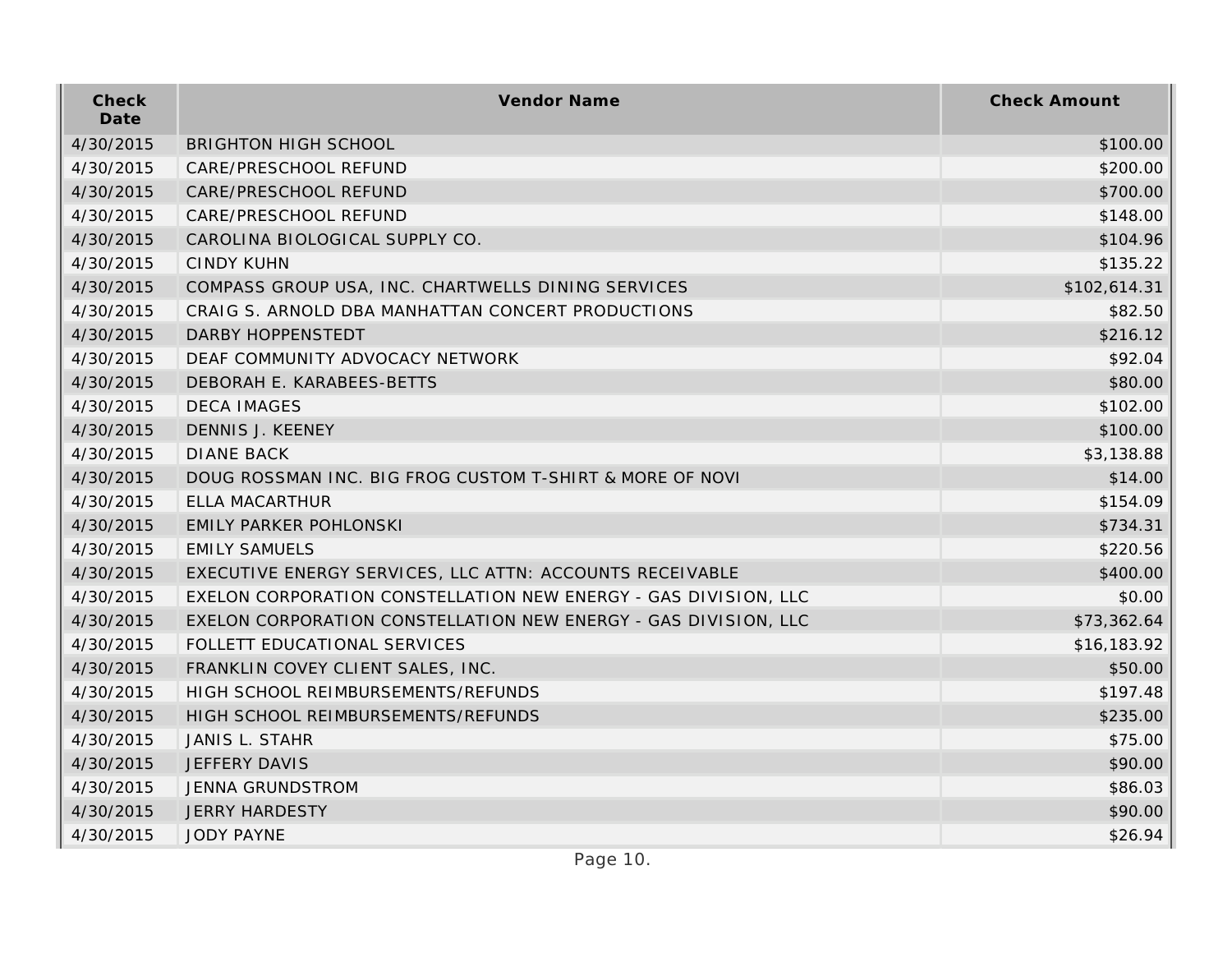| Check Date | Vendor Name | Check Amount |
| --- | --- | --- |
| 4/30/2015 | BRIGHTON HIGH SCHOOL | $100.00 |
| 4/30/2015 | CARE/PRESCHOOL REFUND | $200.00 |
| 4/30/2015 | CARE/PRESCHOOL REFUND | $700.00 |
| 4/30/2015 | CARE/PRESCHOOL REFUND | $148.00 |
| 4/30/2015 | CAROLINA BIOLOGICAL SUPPLY CO. | $104.96 |
| 4/30/2015 | CINDY KUHN | $135.22 |
| 4/30/2015 | COMPASS GROUP USA, INC. CHARTWELLS DINING SERVICES | $102,614.31 |
| 4/30/2015 | CRAIG S. ARNOLD DBA MANHATTAN CONCERT PRODUCTIONS | $82.50 |
| 4/30/2015 | DARBY HOPPENSTEDT | $216.12 |
| 4/30/2015 | DEAF COMMUNITY ADVOCACY NETWORK | $92.04 |
| 4/30/2015 | DEBORAH E. KARABEES-BETTS | $80.00 |
| 4/30/2015 | DECA IMAGES | $102.00 |
| 4/30/2015 | DENNIS J. KEENEY | $100.00 |
| 4/30/2015 | DIANE BACK | $3,138.88 |
| 4/30/2015 | DOUG ROSSMAN INC. BIG FROG CUSTOM T-SHIRT & MORE OF NOVI | $14.00 |
| 4/30/2015 | ELLA MACARTHUR | $154.09 |
| 4/30/2015 | EMILY PARKER POHLONSKI | $734.31 |
| 4/30/2015 | EMILY SAMUELS | $220.56 |
| 4/30/2015 | EXECUTIVE ENERGY SERVICES, LLC ATTN: ACCOUNTS RECEIVABLE | $400.00 |
| 4/30/2015 | EXELON CORPORATION CONSTELLATION NEW ENERGY - GAS DIVISION, LLC | $0.00 |
| 4/30/2015 | EXELON CORPORATION CONSTELLATION NEW ENERGY - GAS DIVISION, LLC | $73,362.64 |
| 4/30/2015 | FOLLETT EDUCATIONAL SERVICES | $16,183.92 |
| 4/30/2015 | FRANKLIN COVEY CLIENT SALES, INC. | $50.00 |
| 4/30/2015 | HIGH SCHOOL REIMBURSEMENTS/REFUNDS | $197.48 |
| 4/30/2015 | HIGH SCHOOL REIMBURSEMENTS/REFUNDS | $235.00 |
| 4/30/2015 | JANIS L. STAHR | $75.00 |
| 4/30/2015 | JEFFERY DAVIS | $90.00 |
| 4/30/2015 | JENNA GRUNDSTROM | $86.03 |
| 4/30/2015 | JERRY HARDESTY | $90.00 |
| 4/30/2015 | JODY PAYNE | $26.94 |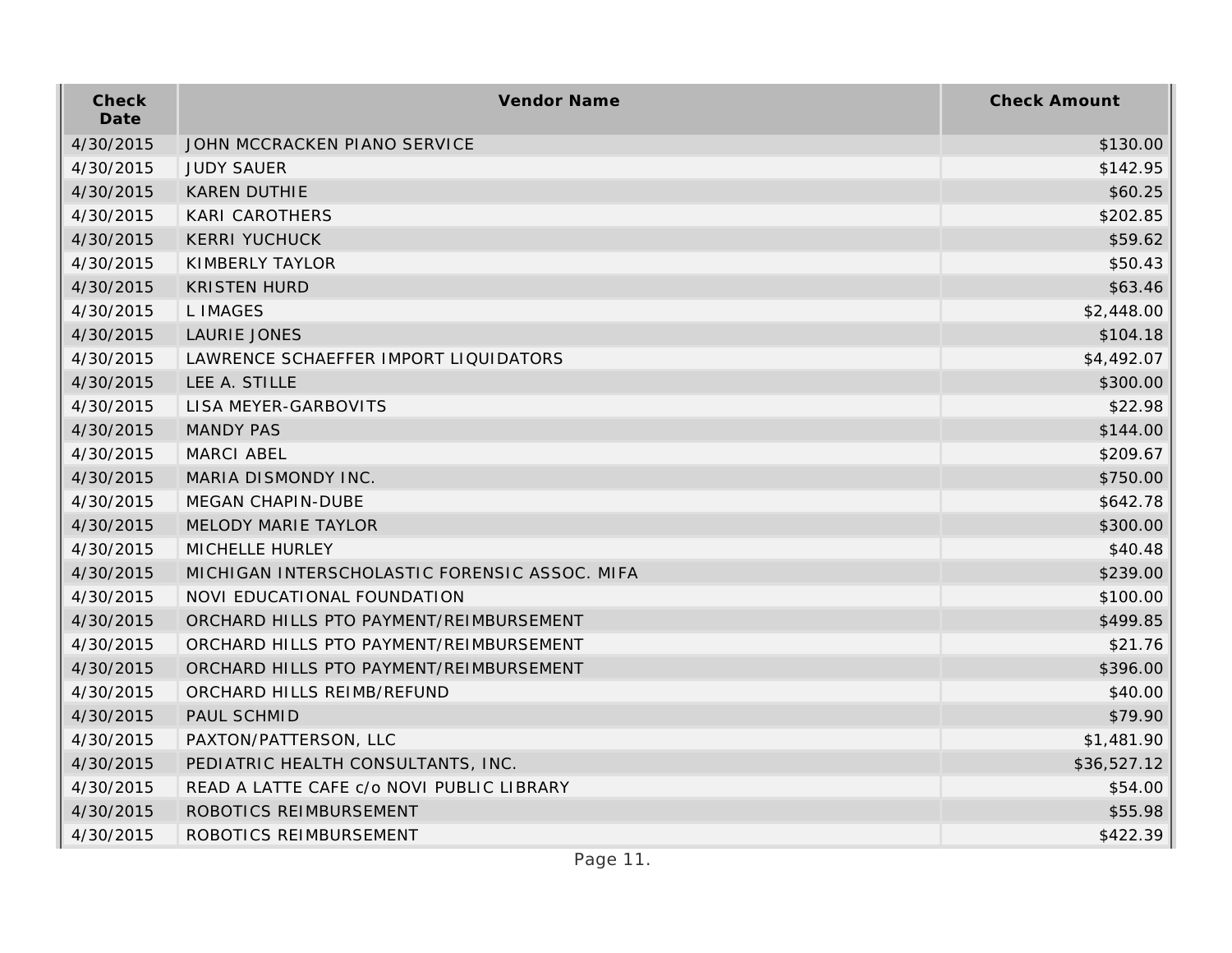| Check Date | Vendor Name | Check Amount |
|---|---|---|
| 4/30/2015 | JOHN MCCRACKEN PIANO SERVICE | $130.00 |
| 4/30/2015 | JUDY SAUER | $142.95 |
| 4/30/2015 | KAREN DUTHIE | $60.25 |
| 4/30/2015 | KARI CAROTHERS | $202.85 |
| 4/30/2015 | KERRI YUCHUCK | $59.62 |
| 4/30/2015 | KIMBERLY TAYLOR | $50.43 |
| 4/30/2015 | KRISTEN HURD | $63.46 |
| 4/30/2015 | L IMAGES | $2,448.00 |
| 4/30/2015 | LAURIE JONES | $104.18 |
| 4/30/2015 | LAWRENCE SCHAEFFER IMPORT LIQUIDATORS | $4,492.07 |
| 4/30/2015 | LEE A. STILLE | $300.00 |
| 4/30/2015 | LISA MEYER-GARBOVITS | $22.98 |
| 4/30/2015 | MANDY PAS | $144.00 |
| 4/30/2015 | MARCI ABEL | $209.67 |
| 4/30/2015 | MARIA DISMONDY INC. | $750.00 |
| 4/30/2015 | MEGAN CHAPIN-DUBE | $642.78 |
| 4/30/2015 | MELODY MARIE TAYLOR | $300.00 |
| 4/30/2015 | MICHELLE HURLEY | $40.48 |
| 4/30/2015 | MICHIGAN INTERSCHOLASTIC FORENSIC ASSOC. MIFA | $239.00 |
| 4/30/2015 | NOVI EDUCATIONAL FOUNDATION | $100.00 |
| 4/30/2015 | ORCHARD HILLS PTO PAYMENT/REIMBURSEMENT | $499.85 |
| 4/30/2015 | ORCHARD HILLS PTO PAYMENT/REIMBURSEMENT | $21.76 |
| 4/30/2015 | ORCHARD HILLS PTO PAYMENT/REIMBURSEMENT | $396.00 |
| 4/30/2015 | ORCHARD HILLS REIMB/REFUND | $40.00 |
| 4/30/2015 | PAUL SCHMID | $79.90 |
| 4/30/2015 | PAXTON/PATTERSON, LLC | $1,481.90 |
| 4/30/2015 | PEDIATRIC HEALTH CONSULTANTS, INC. | $36,527.12 |
| 4/30/2015 | READ A LATTE CAFE c/o NOVI PUBLIC LIBRARY | $54.00 |
| 4/30/2015 | ROBOTICS REIMBURSEMENT | $55.98 |
| 4/30/2015 | ROBOTICS REIMBURSEMENT | $422.39 |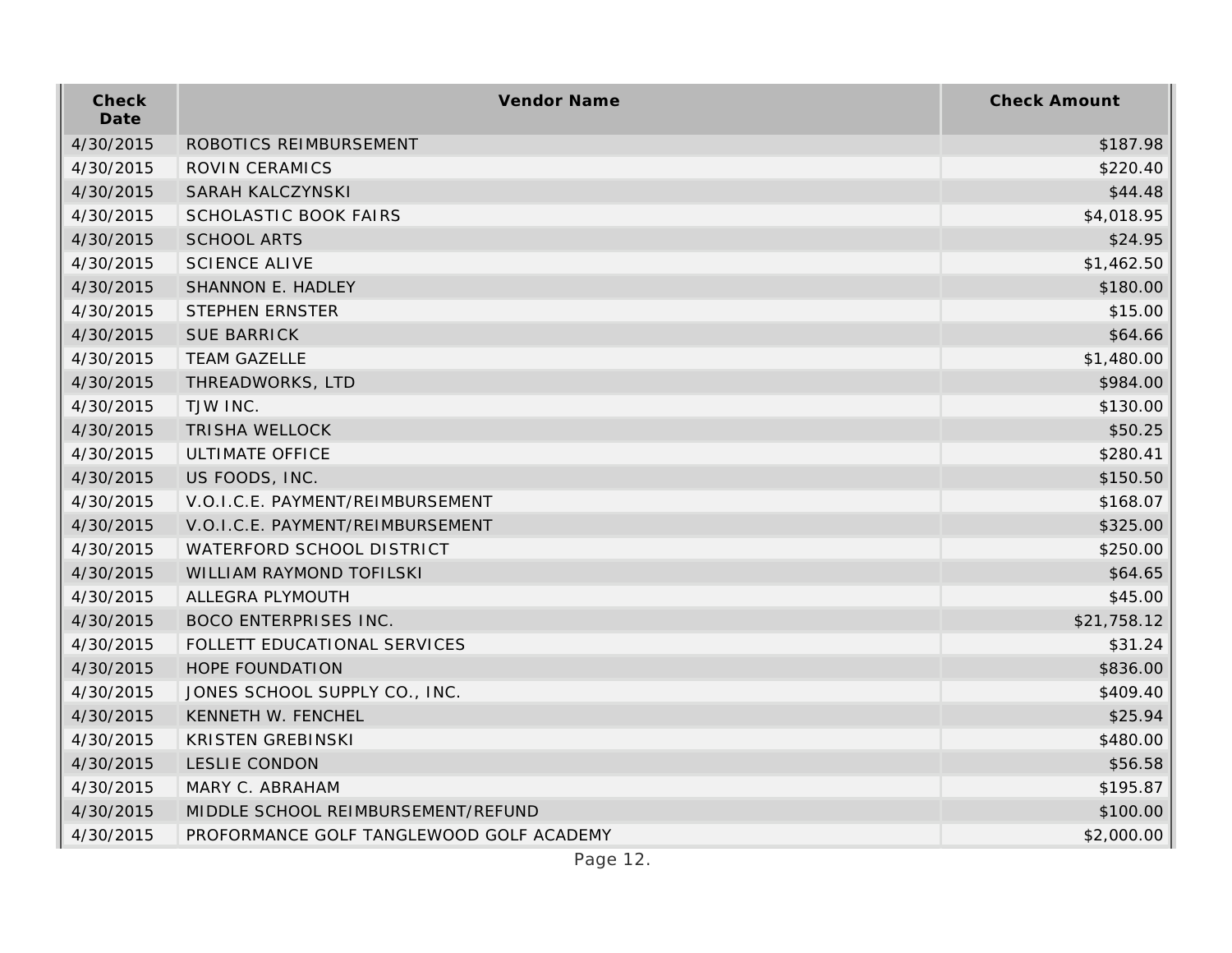| Check Date | Vendor Name | Check Amount |
|---|---|---|
| 4/30/2015 | ROBOTICS REIMBURSEMENT | $187.98 |
| 4/30/2015 | ROVIN CERAMICS | $220.40 |
| 4/30/2015 | SARAH KALCZYNSKI | $44.48 |
| 4/30/2015 | SCHOLASTIC BOOK FAIRS | $4,018.95 |
| 4/30/2015 | SCHOOL ARTS | $24.95 |
| 4/30/2015 | SCIENCE ALIVE | $1,462.50 |
| 4/30/2015 | SHANNON E. HADLEY | $180.00 |
| 4/30/2015 | STEPHEN ERNSTER | $15.00 |
| 4/30/2015 | SUE BARRICK | $64.66 |
| 4/30/2015 | TEAM GAZELLE | $1,480.00 |
| 4/30/2015 | THREADWORKS, LTD | $984.00 |
| 4/30/2015 | TJW INC. | $130.00 |
| 4/30/2015 | TRISHA WELLOCK | $50.25 |
| 4/30/2015 | ULTIMATE OFFICE | $280.41 |
| 4/30/2015 | US FOODS, INC. | $150.50 |
| 4/30/2015 | V.O.I.C.E. PAYMENT/REIMBURSEMENT | $168.07 |
| 4/30/2015 | V.O.I.C.E. PAYMENT/REIMBURSEMENT | $325.00 |
| 4/30/2015 | WATERFORD SCHOOL DISTRICT | $250.00 |
| 4/30/2015 | WILLIAM RAYMOND TOFILSKI | $64.65 |
| 4/30/2015 | ALLEGRA PLYMOUTH | $45.00 |
| 4/30/2015 | BOCO ENTERPRISES INC. | $21,758.12 |
| 4/30/2015 | FOLLETT EDUCATIONAL SERVICES | $31.24 |
| 4/30/2015 | HOPE FOUNDATION | $836.00 |
| 4/30/2015 | JONES SCHOOL SUPPLY CO., INC. | $409.40 |
| 4/30/2015 | KENNETH W. FENCHEL | $25.94 |
| 4/30/2015 | KRISTEN GREBINSKI | $480.00 |
| 4/30/2015 | LESLIE CONDON | $56.58 |
| 4/30/2015 | MARY C. ABRAHAM | $195.87 |
| 4/30/2015 | MIDDLE SCHOOL REIMBURSEMENT/REFUND | $100.00 |
| 4/30/2015 | PROFORMANCE GOLF TANGLEWOOD GOLF ACADEMY | $2,000.00 |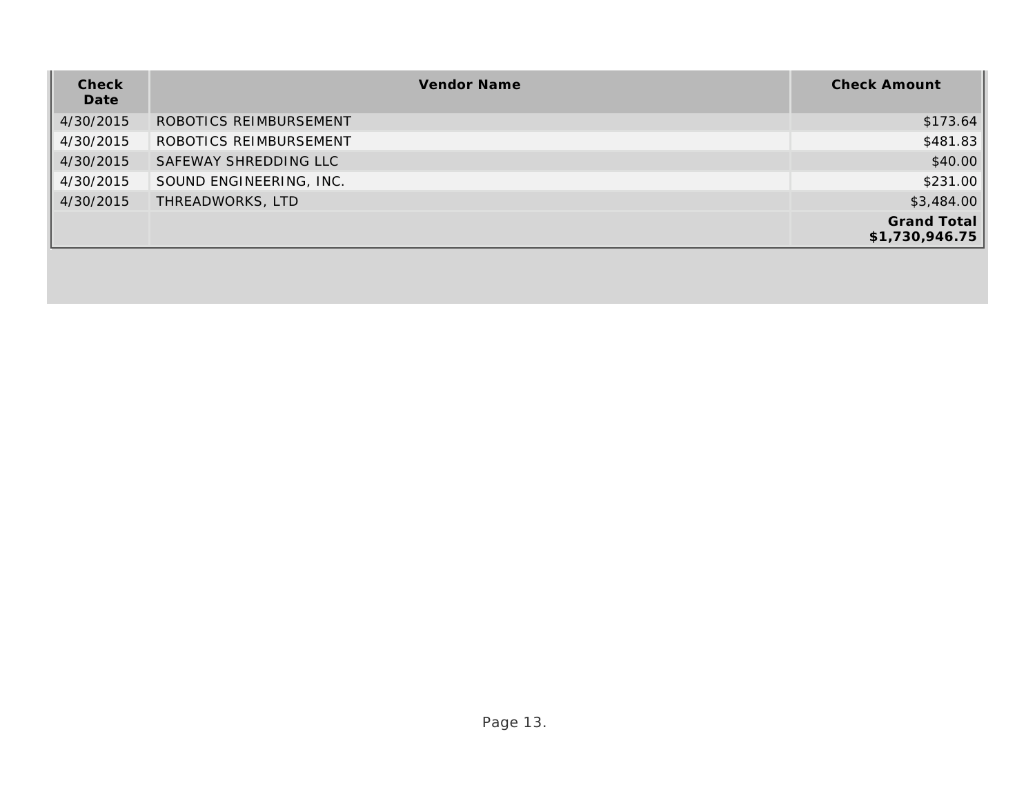| Check Date | Vendor Name | Check Amount |
| --- | --- | --- |
| 4/30/2015 | ROBOTICS REIMBURSEMENT | $173.64 |
| 4/30/2015 | ROBOTICS REIMBURSEMENT | $481.83 |
| 4/30/2015 | SAFEWAY SHREDDING LLC | $40.00 |
| 4/30/2015 | SOUND ENGINEERING, INC. | $231.00 |
| 4/30/2015 | THREADWORKS, LTD | $3,484.00 |
| | | **Grand Total $1,730,946.75** |